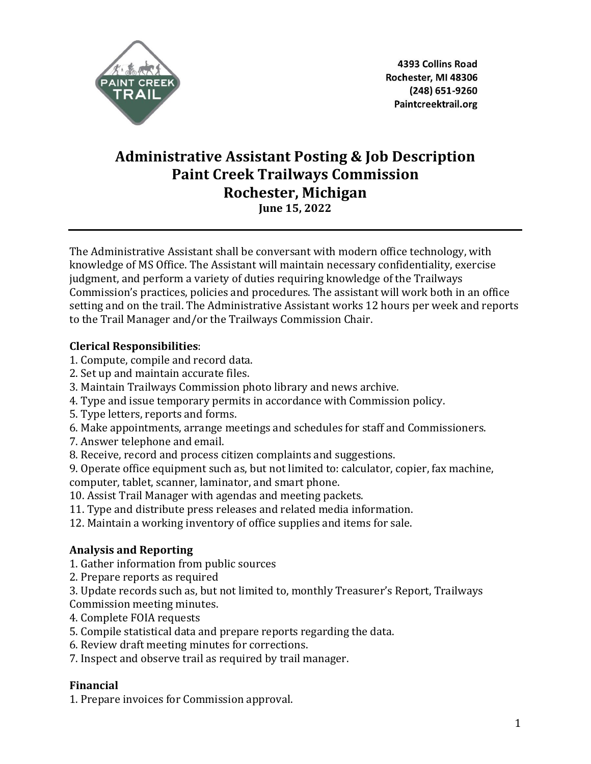4393 Collins Road
Rochester, MI 48306
(248) 651-9260
Paintcreektrail.org

# Administrative Assistant Posting & Job Description
# Paint Creek Trailways Commission
# Rochester, Michigan
**June 15, 2022**

---

The Administrative Assistant shall be conversant with modern office technology, with knowledge of MS Office. The Assistant will maintain necessary confidentiality, exercise judgment, and perform a variety of duties requiring knowledge of the Trailways Commission's practices, policies and procedures. The assistant will work both in an office setting and on the trail. The Administrative Assistant works 12 hours per week and reports to the Trail Manager and/or the Trailways Commission Chair.

**Clerical Responsibilities**:

1. Compute, compile and record data.
2. Set up and maintain accurate files.
3. Maintain Trailways Commission photo library and news archive.
4. Type and issue temporary permits in accordance with Commission policy.
5. Type letters, reports and forms.
6. Make appointments, arrange meetings and schedules for staff and Commissioners.
7. Answer telephone and email.
8. Receive, record and process citizen complaints and suggestions.
9. Operate office equipment such as, but not limited to: calculator, copier, fax machine, computer, tablet, scanner, laminator, and smart phone.
10. Assist Trail Manager with agendas and meeting packets.
11. Type and distribute press releases and related media information.
12. Maintain a working inventory of office supplies and items for sale.

**Analysis and Reporting**

1. Gather information from public sources
2. Prepare reports as required
3. Update records such as, but not limited to, monthly Treasurer's Report, Trailways Commission meeting minutes.
4. Complete FOIA requests
5. Compile statistical data and prepare reports regarding the data.
6. Review draft meeting minutes for corrections.
7. Inspect and observe trail as required by trail manager.

**Financial**

1. Prepare invoices for Commission approval.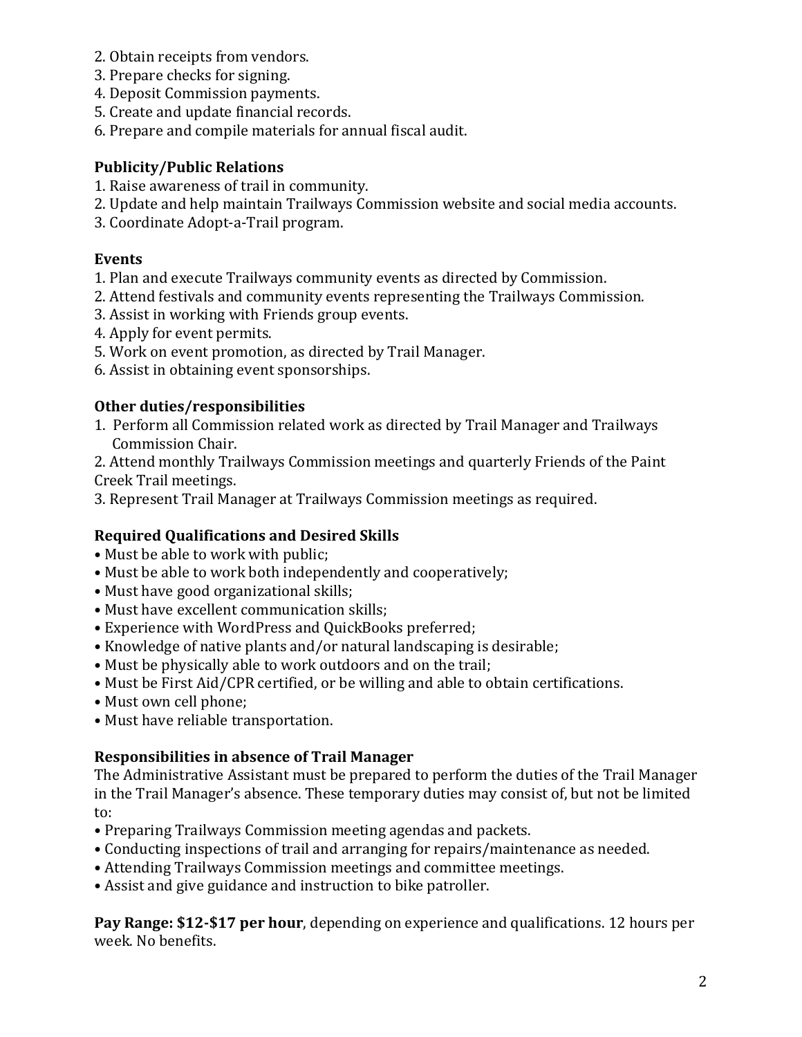2. Obtain receipts from vendors.
3. Prepare checks for signing.
4. Deposit Commission payments.
5. Create and update financial records.
6. Prepare and compile materials for annual fiscal audit.

**Publicity/Public Relations**

1. Raise awareness of trail in community.
2. Update and help maintain Trailways Commission website and social media accounts.
3. Coordinate Adopt-a-Trail program.

**Events**

1. Plan and execute Trailways community events as directed by Commission.
2. Attend festivals and community events representing the Trailways Commission.
3. Assist in working with Friends group events.
4. Apply for event permits.
5. Work on event promotion, as directed by Trail Manager.
6. Assist in obtaining event sponsorships.

**Other duties/responsibilities**

1. Perform all Commission related work as directed by Trail Manager and Trailways Commission Chair.
2. Attend monthly Trailways Commission meetings and quarterly Friends of the Paint Creek Trail meetings.
3. Represent Trail Manager at Trailways Commission meetings as required.

**Required Qualifications and Desired Skills**

- Must be able to work with public;
- Must be able to work both independently and cooperatively;
- Must have good organizational skills;
- Must have excellent communication skills;
- Experience with WordPress and QuickBooks preferred;
- Knowledge of native plants and/or natural landscaping is desirable;
- Must be physically able to work outdoors and on the trail;
- Must be First Aid/CPR certified, or be willing and able to obtain certifications.
- Must own cell phone;
- Must have reliable transportation.

**Responsibilities in absence of Trail Manager**

The Administrative Assistant must be prepared to perform the duties of the Trail Manager in the Trail Manager's absence. These temporary duties may consist of, but not be limited to:

- Preparing Trailways Commission meeting agendas and packets.
- Conducting inspections of trail and arranging for repairs/maintenance as needed.
- Attending Trailways Commission meetings and committee meetings.
- Assist and give guidance and instruction to bike patroller.

**Pay Range: $12-$17 per hour**, depending on experience and qualifications. 12 hours per week. No benefits.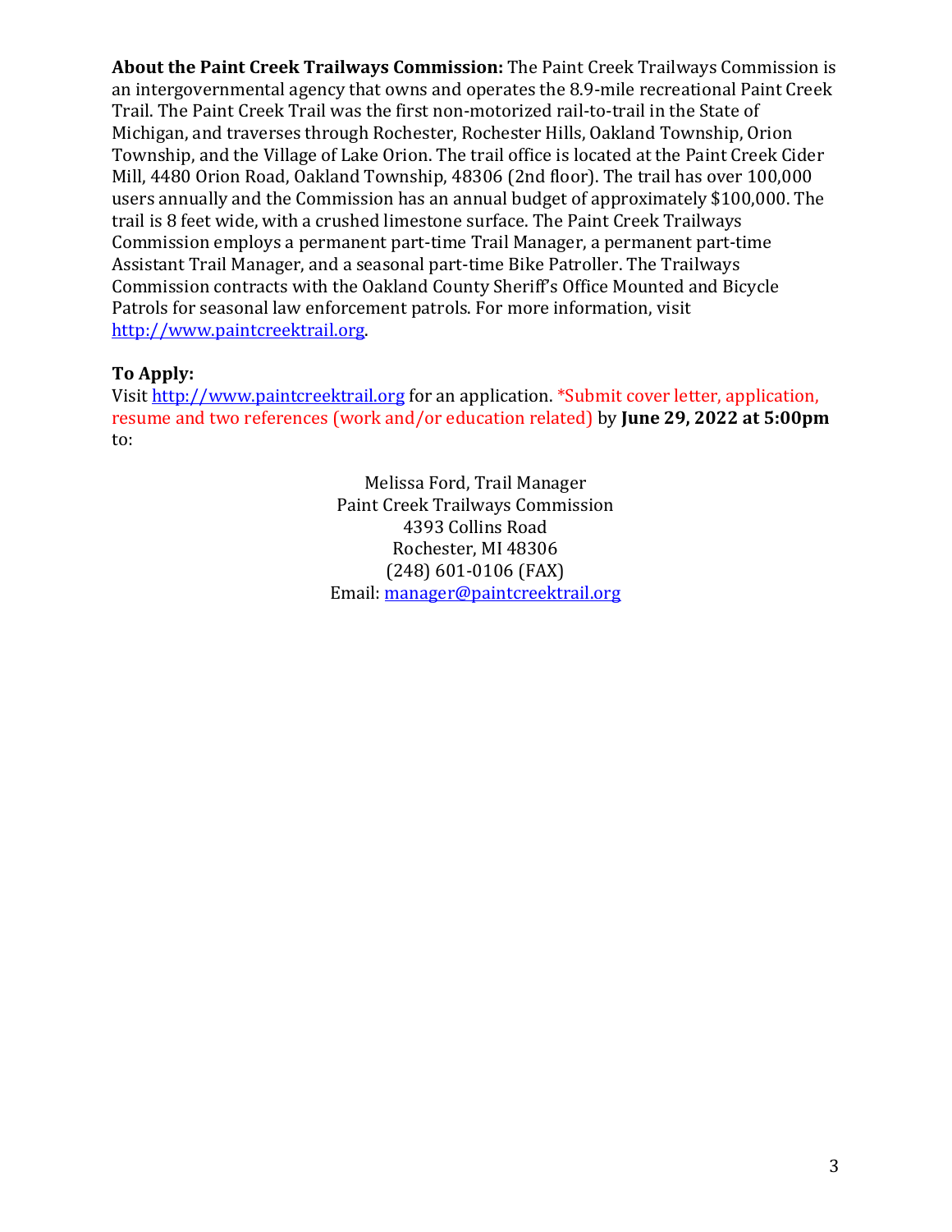**About the Paint Creek Trailways Commission:** The Paint Creek Trailways Commission is an intergovernmental agency that owns and operates the 8.9-mile recreational Paint Creek Trail. The Paint Creek Trail was the first non-motorized rail-to-trail in the State of Michigan, and traverses through Rochester, Rochester Hills, Oakland Township, Orion Township, and the Village of Lake Orion. The trail office is located at the Paint Creek Cider Mill, 4480 Orion Road, Oakland Township, 48306 (2nd floor). The trail has over 100,000 users annually and the Commission has an annual budget of approximately $100,000. The trail is 8 feet wide, with a crushed limestone surface. The Paint Creek Trailways Commission employs a permanent part-time Trail Manager, a permanent part-time Assistant Trail Manager, and a seasonal part-time Bike Patroller. The Trailways Commission contracts with the Oakland County Sheriff's Office Mounted and Bicycle Patrols for seasonal law enforcement patrols. For more information, visit http://www.paintcreektrail.org.

**To Apply:**

Visit http://www.paintcreektrail.org for an application. *Submit cover letter, application, resume and two references (work and/or education related) by **June 29, 2022 at 5:00pm** to:

Melissa Ford, Trail Manager
Paint Creek Trailways Commission
4393 Collins Road
Rochester, MI 48306
(248) 601-0106 (FAX)
Email: manager@paintcreektrail.org